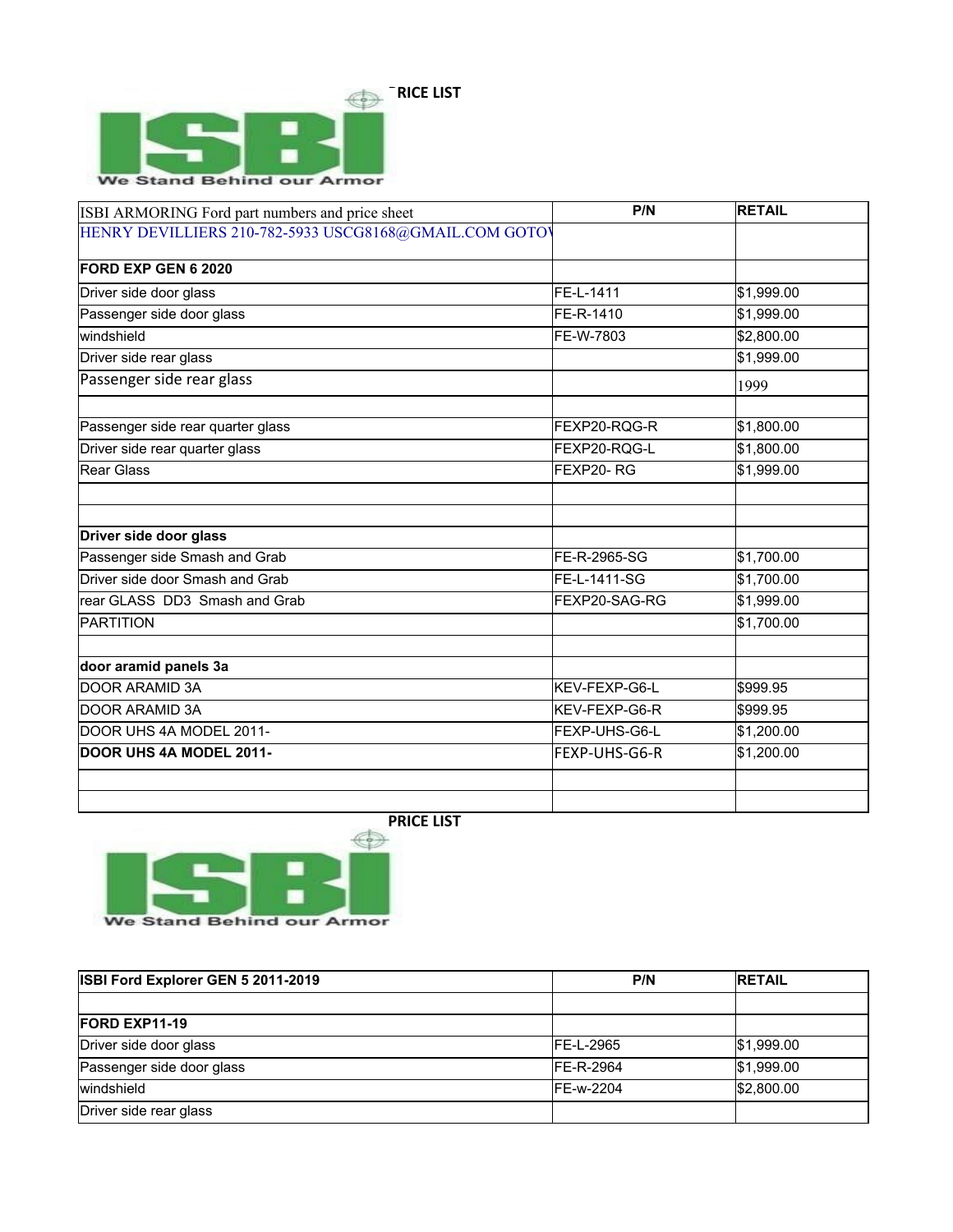PRICE LIST

ISBI
We Stand Behind our Armor

| ISBI ARMORING Ford part numbers and price sheet | P/N | RETAIL |
|---|---|---|
| HENRY DEVILLIERS 210-782-5933 USCG8168@GMAIL.COM GOTO\ | | |
| **FORD EXP GEN 6 2020** | | |
| Driver side door glass | FE-L-1411 | $1,999.00 |
| Passenger side door glass | FE-R-1410 | $1,999.00 |
| windshield | FE-W-7803 | $2,800.00 |
| Driver side rear glass | | $1,999.00 |
| Passenger side rear glass | | 1999 |
| | | |
| Passenger side rear quarter glass | FEXP20-RQG-R | $1,800.00 |
| Driver side rear quarter glass | FEXP20-RQG-L | $1,800.00 |
| Rear Glass | FEXP20- RG | $1,999.00 |
| | | |
| | | |
| **Driver side door glass** | | |
| Passenger side Smash and Grab | FE-R-2965-SG | $1,700.00 |
| Driver side door Smash and Grab | FE-L-1411-SG | $1,700.00 |
| rear GLASS DD3 Smash and Grab | FEXP20-SAG-RG | $1,999.00 |
| PARTITION | | $1,700.00 |
| | | |
| **door aramid panels 3a** | | |
| DOOR ARAMID 3A | KEV-FEXP-G6-L | $999.95 |
| DOOR ARAMID 3A | KEV-FEXP-G6-R | $999.95 |
| DOOR UHS 4A MODEL 2011- | FEXP-UHS-G6-L | $1,200.00 |
| **DOOR UHS 4A MODEL 2011-** | FEXP-UHS-G6-R | $1,200.00 |
| | | |
| | | |

PRICE LIST

ISBI
We Stand Behind our Armor

| ISBI Ford Explorer GEN 5 2011-2019 | P/N | RETAIL |
|---|---|---|
| | | |
| **FORD EXP11-19** | | |
| Driver side door glass | FE-L-2965 | $1,999.00 |
| Passenger side door glass | FE-R-2964 | $1,999.00 |
| windshield | FE-w-2204 | $2,800.00 |
| Driver side rear glass | | |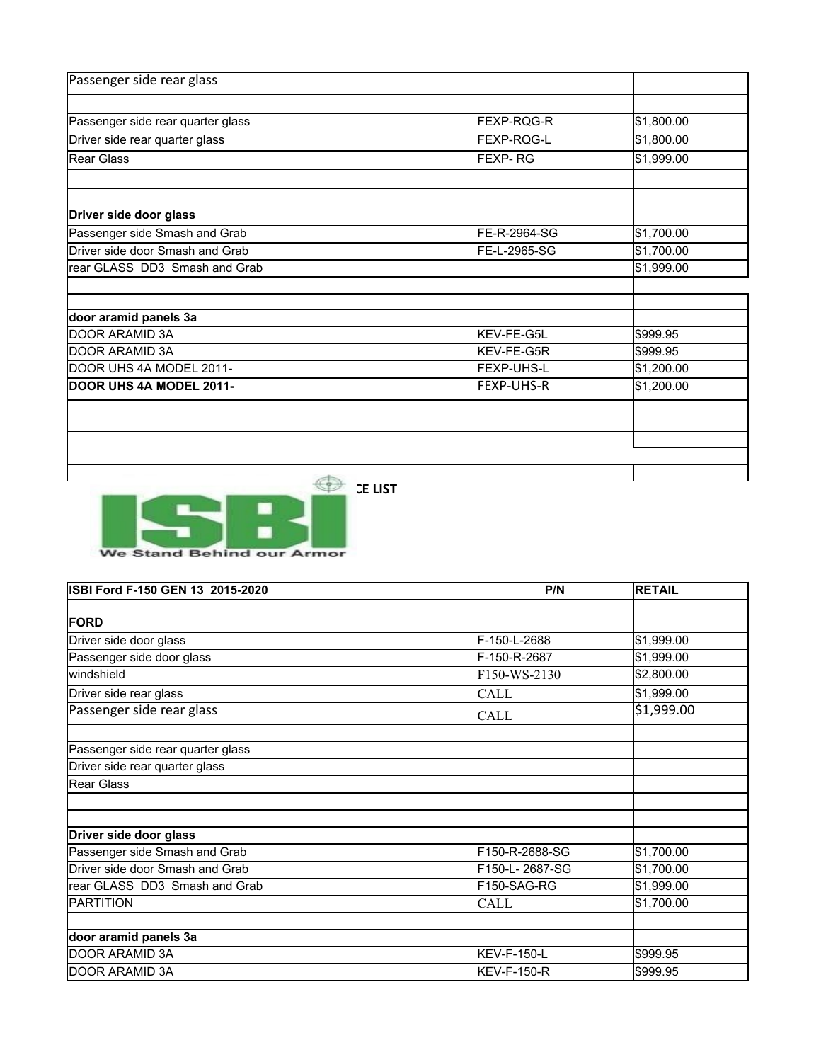| Passenger side rear glass | | |
|---|---|---|
| | | |
| Passenger side rear quarter glass | FEXP-RQG-R | $1,800.00 |
| Driver side rear quarter glass | FEXP-RQG-L | $1,800.00 |
| Rear Glass | FEXP- RG | $1,999.00 |
| | | |
| | | |
| **Driver side door glass** | | |
| Passenger side Smash and Grab | FE-R-2964-SG | $1,700.00 |
| Driver side door Smash and Grab | FE-L-2965-SG | $1,700.00 |
| rear GLASS DD3 Smash and Grab | | $1,999.00 |
| | | |
| | | |
| **door aramid panels 3a** | | |
| DOOR ARAMID 3A | KEV-FE-G5L | $999.95 |
| DOOR ARAMID 3A | KEV-FE-G5R | $999.95 |
| DOOR UHS 4A MODEL 2011- | FEXP-UHS-L | $1,200.00 |
| **DOOR UHS 4A MODEL 2011-** | FEXP-UHS-R | $1,200.00 |
| | | |
| | | |
| | | |
| | | |

ISBI
We Stand Behind our Armor

CE LIST

| ISBI Ford F-150 GEN 13 2015-2020 | P/N | RETAIL |
|---|---|---|
| | | |
| **FORD** | | |
| Driver side door glass | F-150-L-2688 | $1,999.00 |
| Passenger side door glass | F-150-R-2687 | $1,999.00 |
| windshield | F150-WS-2130 | $2,800.00 |
| Driver side rear glass | CALL | $1,999.00 |
| Passenger side rear glass | CALL | $1,999.00 |
| | | |
| Passenger side rear quarter glass | | |
| Driver side rear quarter glass | | |
| Rear Glass | | |
| | | |
| | | |
| **Driver side door glass** | | |
| Passenger side Smash and Grab | F150-R-2688-SG | $1,700.00 |
| Driver side door Smash and Grab | F150-L- 2687-SG | $1,700.00 |
| rear GLASS DD3 Smash and Grab | F150-SAG-RG | $1,999.00 |
| PARTITION | CALL | $1,700.00 |
| | | |
| **door aramid panels 3a** | | |
| DOOR ARAMID 3A | KEV-F-150-L | $999.95 |
| DOOR ARAMID 3A | KEV-F-150-R | $999.95 |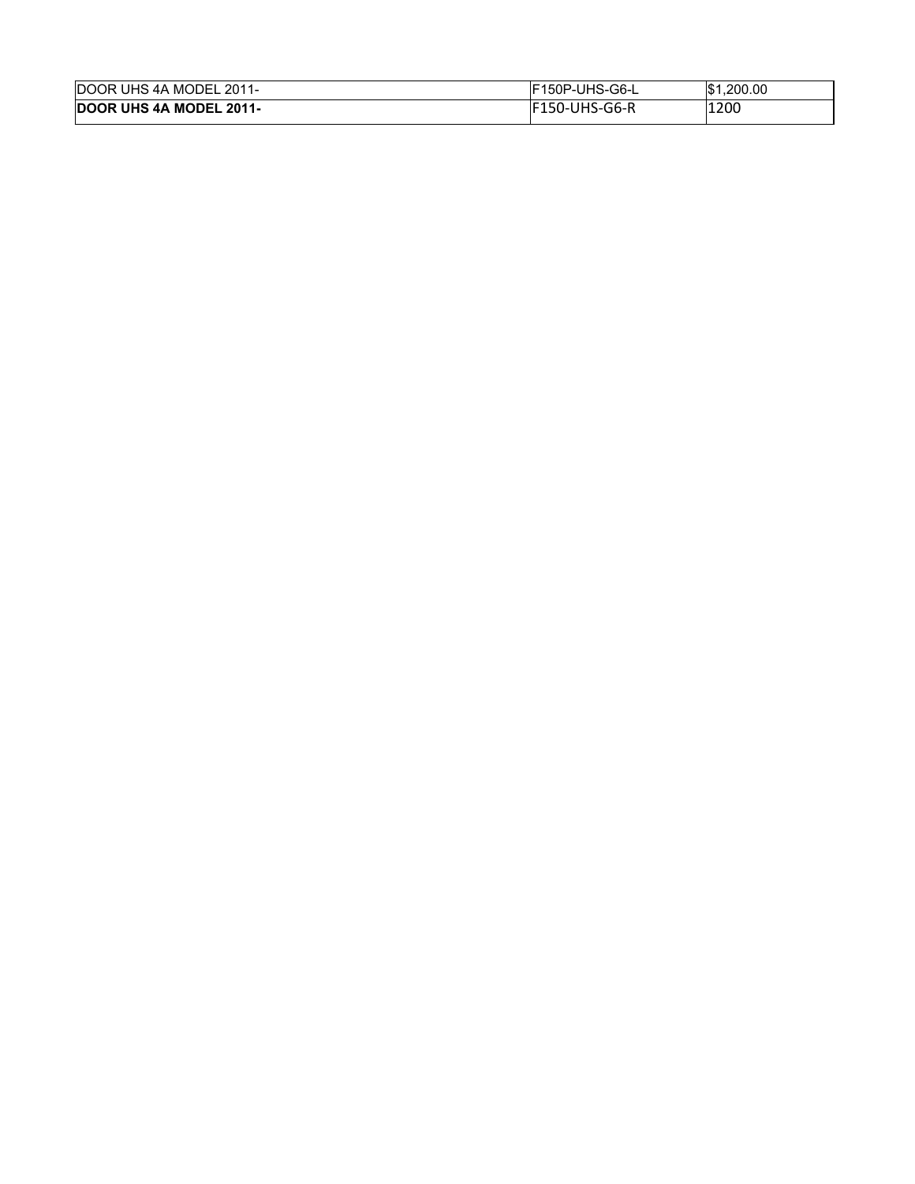| | | |
|---|---|---|
| DOOR UHS 4A MODEL 2011- | F150P-UHS-G6-L | $1,200.00 |
| **DOOR UHS 4A MODEL 2011-** | F150-UHS-G6-R | 1200 |